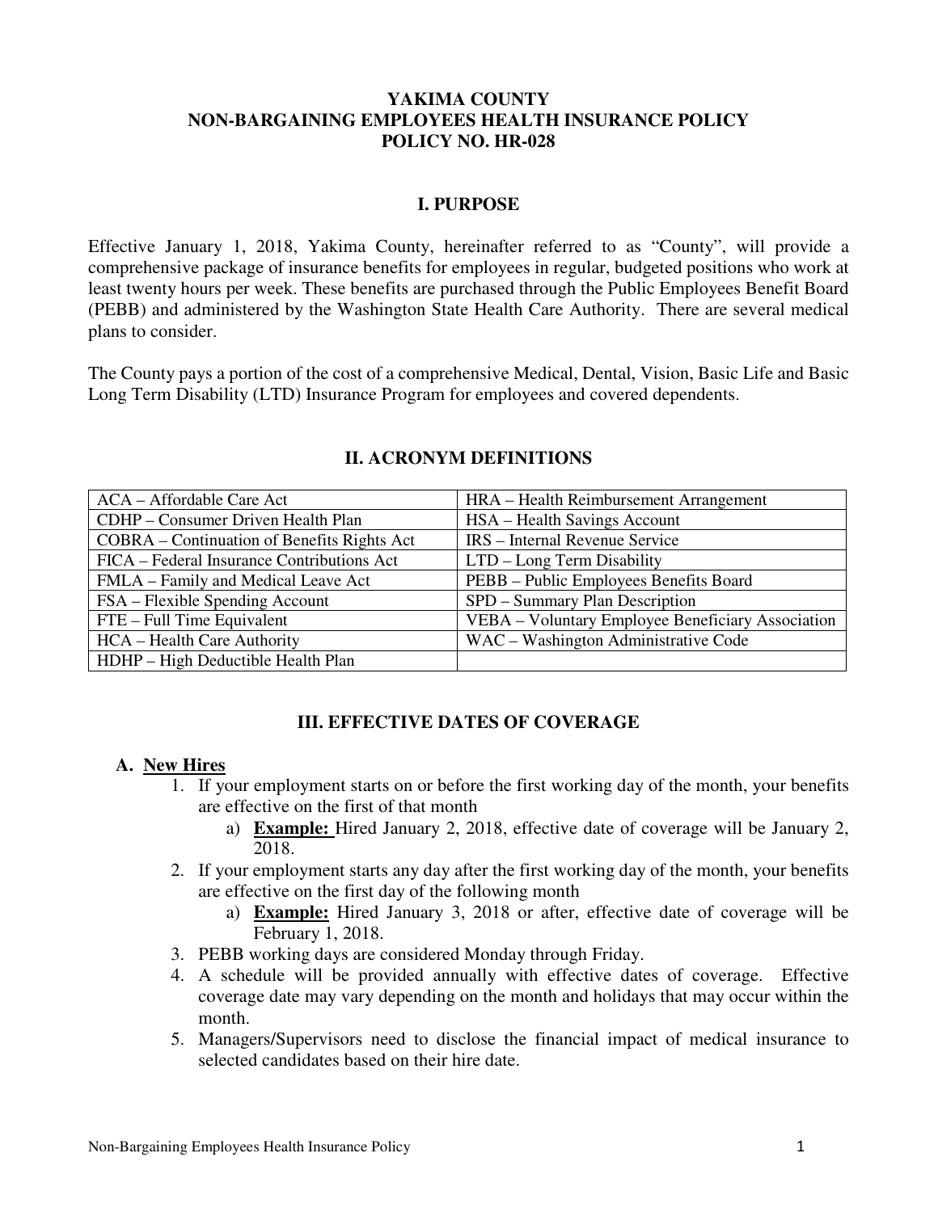# YAKIMA COUNTY
# NON-BARGAINING EMPLOYEES HEALTH INSURANCE POLICY
# POLICY NO. HR-028

## I. PURPOSE

Effective January 1, 2018, Yakima County, hereinafter referred to as "County", will provide a comprehensive package of insurance benefits for employees in regular, budgeted positions who work at least twenty hours per week. These benefits are purchased through the Public Employees Benefit Board (PEBB) and administered by the Washington State Health Care Authority. There are several medical plans to consider.

The County pays a portion of the cost of a comprehensive Medical, Dental, Vision, Basic Life and Basic Long Term Disability (LTD) Insurance Program for employees and covered dependents.

## II. ACRONYM DEFINITIONS

| | |
|---|---|
| ACA – Affordable Care Act | HRA – Health Reimbursement Arrangement |
| CDHP – Consumer Driven Health Plan | HSA – Health Savings Account |
| COBRA – Continuation of Benefits Rights Act | IRS – Internal Revenue Service |
| FICA – Federal Insurance Contributions Act | LTD – Long Term Disability |
| FMLA – Family and Medical Leave Act | PEBB – Public Employees Benefits Board |
| FSA – Flexible Spending Account | SPD – Summary Plan Description |
| FTE – Full Time Equivalent | VEBA – Voluntary Employee Beneficiary Association |
| HCA – Health Care Authority | WAC – Washington Administrative Code |
| HDHP – High Deductible Health Plan | |

## III. EFFECTIVE DATES OF COVERAGE

### A. New Hires

1. If your employment starts on or before the first working day of the month, your benefits are effective on the first of that month
   a) **Example:** Hired January 2, 2018, effective date of coverage will be January 2, 2018.
2. If your employment starts any day after the first working day of the month, your benefits are effective on the first day of the following month
   a) **Example:** Hired January 3, 2018 or after, effective date of coverage will be February 1, 2018.
3. PEBB working days are considered Monday through Friday.
4. A schedule will be provided annually with effective dates of coverage. Effective coverage date may vary depending on the month and holidays that may occur within the month.
5. Managers/Supervisors need to disclose the financial impact of medical insurance to selected candidates based on their hire date.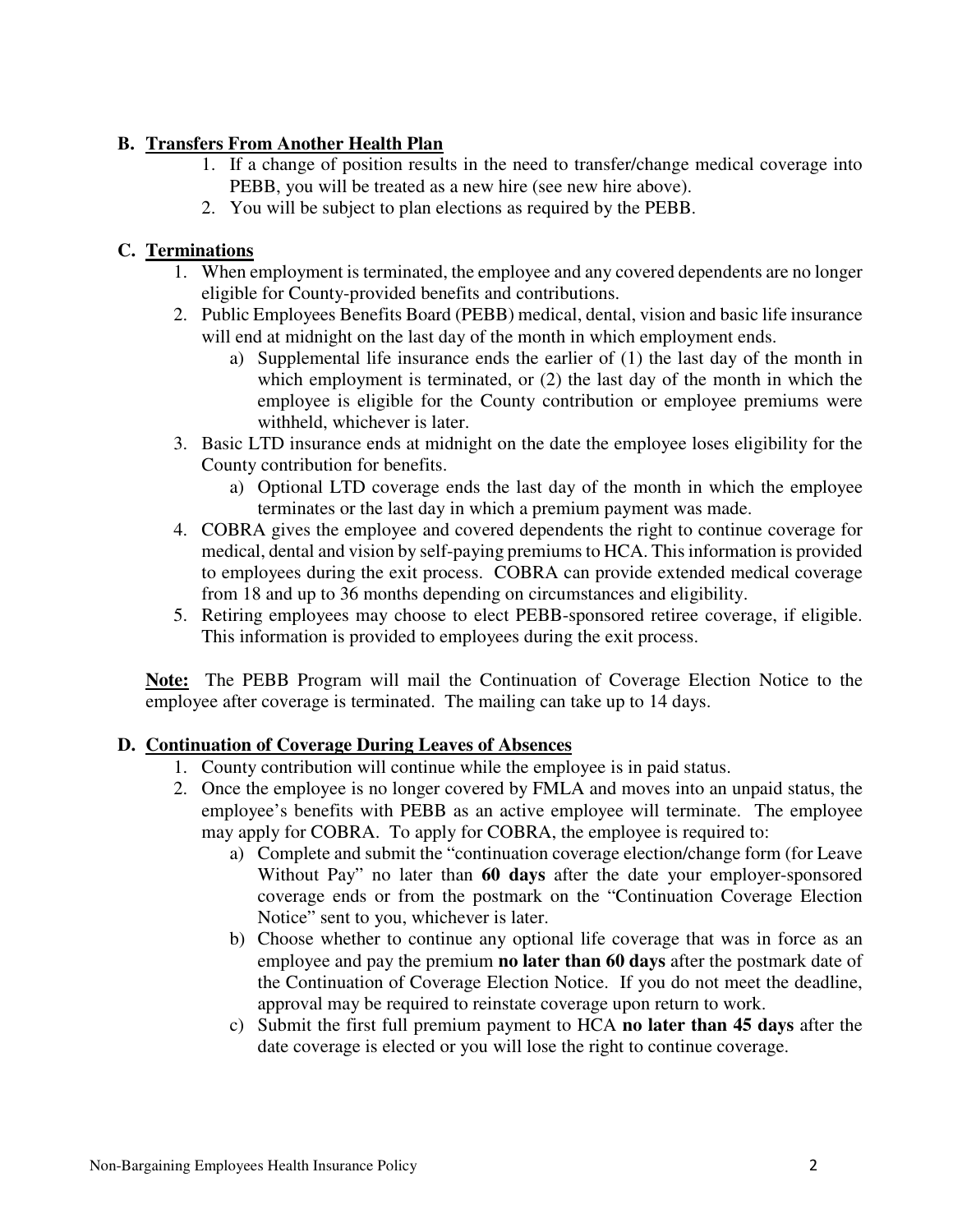## B. Transfers From Another Health Plan

1. If a change of position results in the need to transfer/change medical coverage into PEBB, you will be treated as a new hire (see new hire above).
2. You will be subject to plan elections as required by the PEBB.

## C. Terminations

1. When employment is terminated, the employee and any covered dependents are no longer eligible for County-provided benefits and contributions.
2. Public Employees Benefits Board (PEBB) medical, dental, vision and basic life insurance will end at midnight on the last day of the month in which employment ends.
   a) Supplemental life insurance ends the earlier of (1) the last day of the month in which employment is terminated, or (2) the last day of the month in which the employee is eligible for the County contribution or employee premiums were withheld, whichever is later.
3. Basic LTD insurance ends at midnight on the date the employee loses eligibility for the County contribution for benefits.
   a) Optional LTD coverage ends the last day of the month in which the employee terminates or the last day in which a premium payment was made.
4. COBRA gives the employee and covered dependents the right to continue coverage for medical, dental and vision by self-paying premiums to HCA. This information is provided to employees during the exit process. COBRA can provide extended medical coverage from 18 and up to 36 months depending on circumstances and eligibility.
5. Retiring employees may choose to elect PEBB-sponsored retiree coverage, if eligible. This information is provided to employees during the exit process.

**Note:** The PEBB Program will mail the Continuation of Coverage Election Notice to the employee after coverage is terminated. The mailing can take up to 14 days.

## D. Continuation of Coverage During Leaves of Absences

1. County contribution will continue while the employee is in paid status.
2. Once the employee is no longer covered by FMLA and moves into an unpaid status, the employee's benefits with PEBB as an active employee will terminate. The employee may apply for COBRA. To apply for COBRA, the employee is required to:
   a) Complete and submit the "continuation coverage election/change form (for Leave Without Pay" no later than **60 days** after the date your employer-sponsored coverage ends or from the postmark on the "Continuation Coverage Election Notice" sent to you, whichever is later.
   b) Choose whether to continue any optional life coverage that was in force as an employee and pay the premium **no later than 60 days** after the postmark date of the Continuation of Coverage Election Notice. If you do not meet the deadline, approval may be required to reinstate coverage upon return to work.
   c) Submit the first full premium payment to HCA **no later than 45 days** after the date coverage is elected or you will lose the right to continue coverage.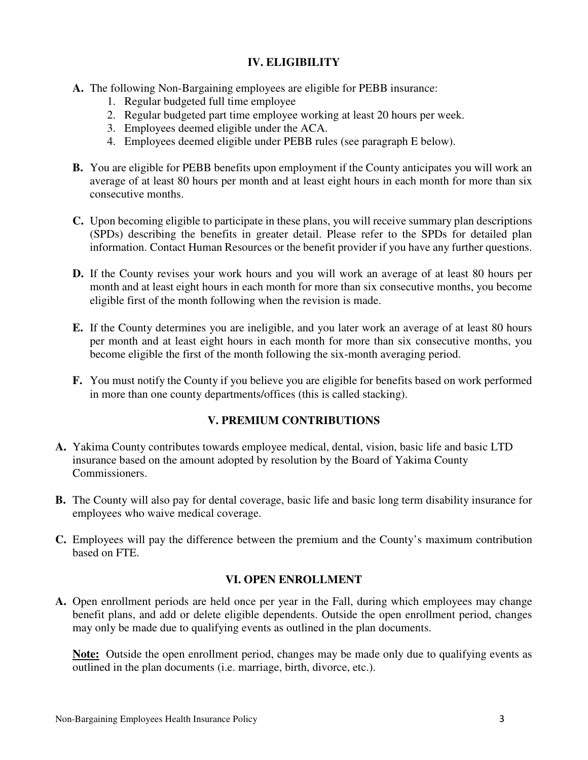## IV. ELIGIBILITY

**A.** The following Non-Bargaining employees are eligible for PEBB insurance:
1. Regular budgeted full time employee
2. Regular budgeted part time employee working at least 20 hours per week.
3. Employees deemed eligible under the ACA.
4. Employees deemed eligible under PEBB rules (see paragraph E below).

**B.** You are eligible for PEBB benefits upon employment if the County anticipates you will work an average of at least 80 hours per month and at least eight hours in each month for more than six consecutive months.

**C.** Upon becoming eligible to participate in these plans, you will receive summary plan descriptions (SPDs) describing the benefits in greater detail. Please refer to the SPDs for detailed plan information. Contact Human Resources or the benefit provider if you have any further questions.

**D.** If the County revises your work hours and you will work an average of at least 80 hours per month and at least eight hours in each month for more than six consecutive months, you become eligible first of the month following when the revision is made.

**E.** If the County determines you are ineligible, and you later work an average of at least 80 hours per month and at least eight hours in each month for more than six consecutive months, you become eligible the first of the month following the six-month averaging period.

**F.** You must notify the County if you believe you are eligible for benefits based on work performed in more than one county departments/offices (this is called stacking).

## V. PREMIUM CONTRIBUTIONS

**A.** Yakima County contributes towards employee medical, dental, vision, basic life and basic LTD insurance based on the amount adopted by resolution by the Board of Yakima County Commissioners.

**B.** The County will also pay for dental coverage, basic life and basic long term disability insurance for employees who waive medical coverage.

**C.** Employees will pay the difference between the premium and the County's maximum contribution based on FTE.

## VI. OPEN ENROLLMENT

**A.** Open enrollment periods are held once per year in the Fall, during which employees may change benefit plans, and add or delete eligible dependents. Outside the open enrollment period, changes may only be made due to qualifying events as outlined in the plan documents.

**Note:** Outside the open enrollment period, changes may be made only due to qualifying events as outlined in the plan documents (i.e. marriage, birth, divorce, etc.).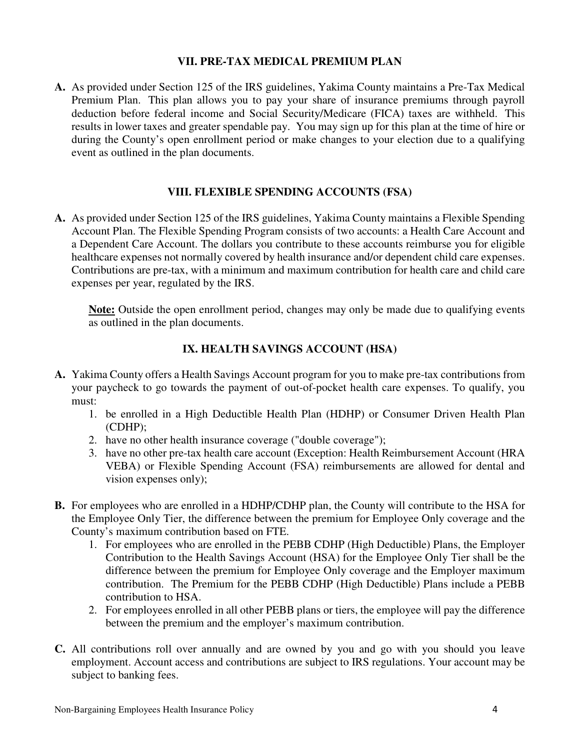## VII. PRE-TAX MEDICAL PREMIUM PLAN

**A.** As provided under Section 125 of the IRS guidelines, Yakima County maintains a Pre-Tax Medical Premium Plan. This plan allows you to pay your share of insurance premiums through payroll deduction before federal income and Social Security/Medicare (FICA) taxes are withheld. This results in lower taxes and greater spendable pay. You may sign up for this plan at the time of hire or during the County's open enrollment period or make changes to your election due to a qualifying event as outlined in the plan documents.

## VIII. FLEXIBLE SPENDING ACCOUNTS (FSA)

**A.** As provided under Section 125 of the IRS guidelines, Yakima County maintains a Flexible Spending Account Plan. The Flexible Spending Program consists of two accounts: a Health Care Account and a Dependent Care Account. The dollars you contribute to these accounts reimburse you for eligible healthcare expenses not normally covered by health insurance and/or dependent child care expenses. Contributions are pre-tax, with a minimum and maximum contribution for health care and child care expenses per year, regulated by the IRS.

> **Note:** Outside the open enrollment period, changes may only be made due to qualifying events as outlined in the plan documents.

## IX. HEALTH SAVINGS ACCOUNT (HSA)

**A.** Yakima County offers a Health Savings Account program for you to make pre-tax contributions from your paycheck to go towards the payment of out-of-pocket health care expenses. To qualify, you must:

1. be enrolled in a High Deductible Health Plan (HDHP) or Consumer Driven Health Plan (CDHP);
2. have no other health insurance coverage ("double coverage");
3. have no other pre-tax health care account (Exception: Health Reimbursement Account (HRA VEBA) or Flexible Spending Account (FSA) reimbursements are allowed for dental and vision expenses only);

**B.** For employees who are enrolled in a HDHP/CDHP plan, the County will contribute to the HSA for the Employee Only Tier, the difference between the premium for Employee Only coverage and the County's maximum contribution based on FTE.

1. For employees who are enrolled in the PEBB CDHP (High Deductible) Plans, the Employer Contribution to the Health Savings Account (HSA) for the Employee Only Tier shall be the difference between the premium for Employee Only coverage and the Employer maximum contribution. The Premium for the PEBB CDHP (High Deductible) Plans include a PEBB contribution to HSA.
2. For employees enrolled in all other PEBB plans or tiers, the employee will pay the difference between the premium and the employer's maximum contribution.

**C.** All contributions roll over annually and are owned by you and go with you should you leave employment. Account access and contributions are subject to IRS regulations. Your account may be subject to banking fees.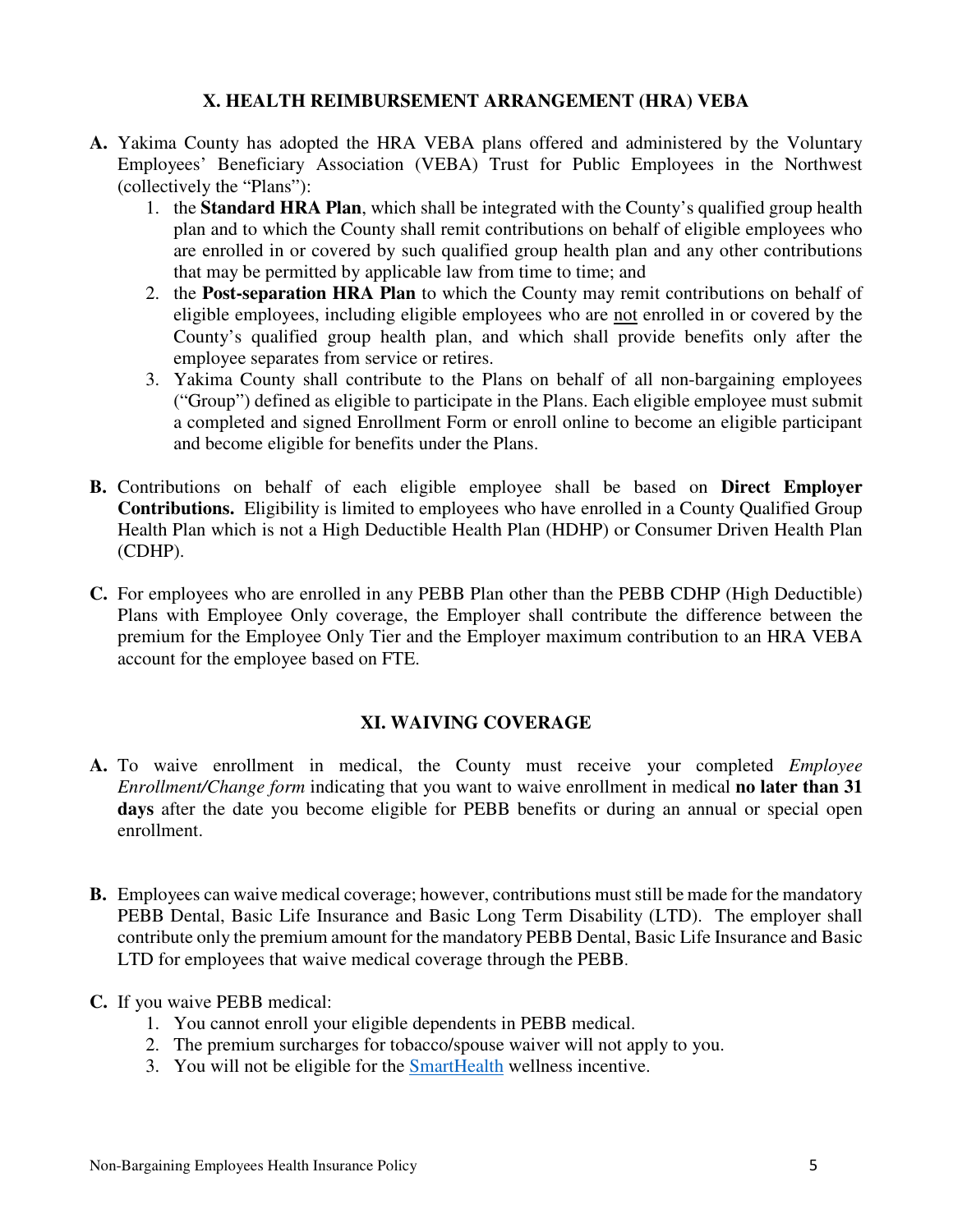## X. HEALTH REIMBURSEMENT ARRANGEMENT (HRA) VEBA

**A.** Yakima County has adopted the HRA VEBA plans offered and administered by the Voluntary Employees' Beneficiary Association (VEBA) Trust for Public Employees in the Northwest (collectively the "Plans"):

1. the **Standard HRA Plan**, which shall be integrated with the County's qualified group health plan and to which the County shall remit contributions on behalf of eligible employees who are enrolled in or covered by such qualified group health plan and any other contributions that may be permitted by applicable law from time to time; and
2. the **Post-separation HRA Plan** to which the County may remit contributions on behalf of eligible employees, including eligible employees who are <u>not</u> enrolled in or covered by the County's qualified group health plan, and which shall provide benefits only after the employee separates from service or retires.
3. Yakima County shall contribute to the Plans on behalf of all non-bargaining employees ("Group") defined as eligible to participate in the Plans. Each eligible employee must submit a completed and signed Enrollment Form or enroll online to become an eligible participant and become eligible for benefits under the Plans.

**B.** Contributions on behalf of each eligible employee shall be based on **Direct Employer Contributions.** Eligibility is limited to employees who have enrolled in a County Qualified Group Health Plan which is not a High Deductible Health Plan (HDHP) or Consumer Driven Health Plan (CDHP).

**C.** For employees who are enrolled in any PEBB Plan other than the PEBB CDHP (High Deductible) Plans with Employee Only coverage, the Employer shall contribute the difference between the premium for the Employee Only Tier and the Employer maximum contribution to an HRA VEBA account for the employee based on FTE.

## XI. WAIVING COVERAGE

**A.** To waive enrollment in medical, the County must receive your completed *Employee Enrollment/Change form* indicating that you want to waive enrollment in medical **no later than 31 days** after the date you become eligible for PEBB benefits or during an annual or special open enrollment.

**B.** Employees can waive medical coverage; however, contributions must still be made for the mandatory PEBB Dental, Basic Life Insurance and Basic Long Term Disability (LTD). The employer shall contribute only the premium amount for the mandatory PEBB Dental, Basic Life Insurance and Basic LTD for employees that waive medical coverage through the PEBB.

**C.** If you waive PEBB medical:

1. You cannot enroll your eligible dependents in PEBB medical.
2. The premium surcharges for tobacco/spouse waiver will not apply to you.
3. You will not be eligible for the SmartHealth wellness incentive.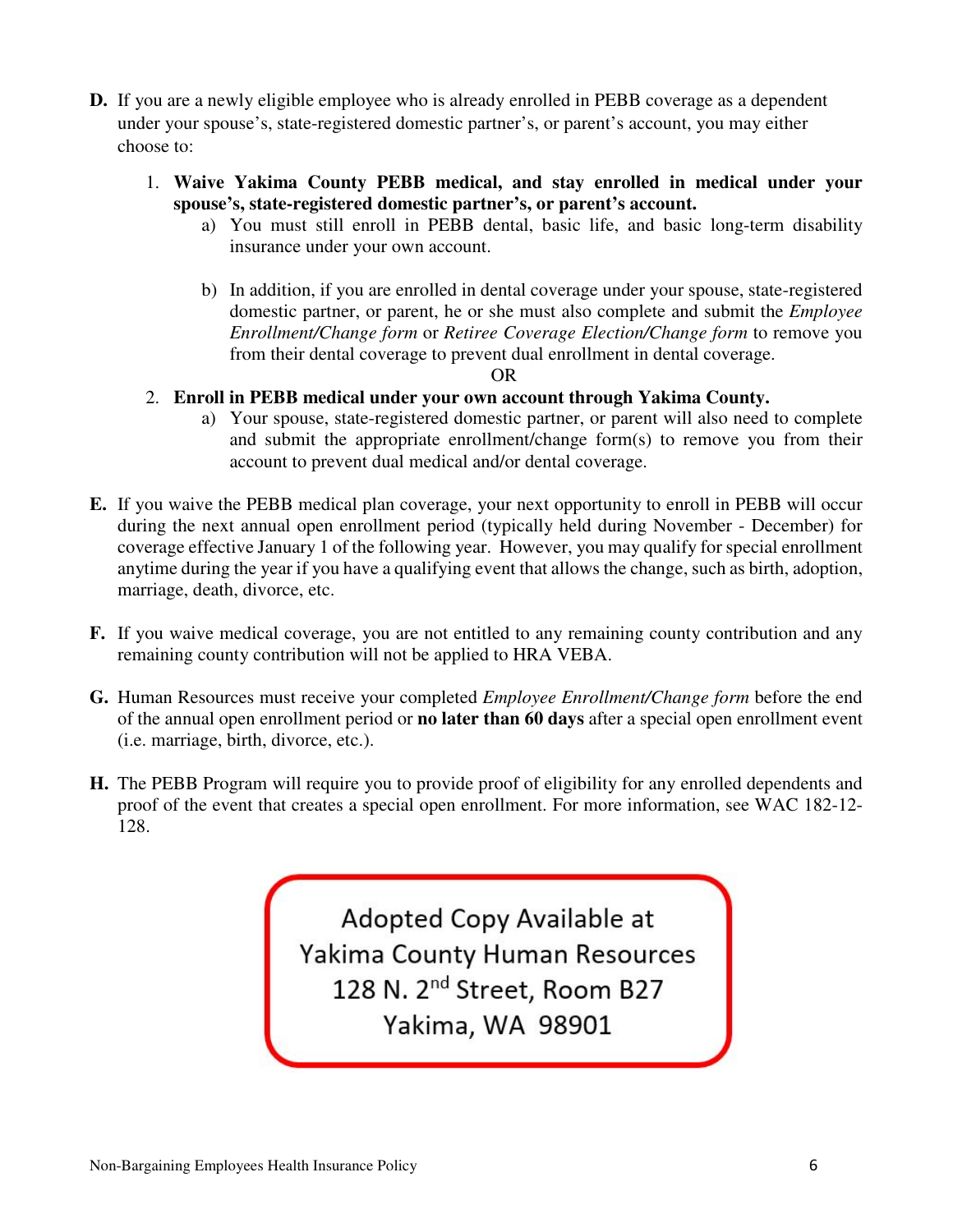**D.** If you are a newly eligible employee who is already enrolled in PEBB coverage as a dependent under your spouse's, state-registered domestic partner's, or parent's account, you may either choose to:

1. **Waive Yakima County PEBB medical, and stay enrolled in medical under your spouse's, state-registered domestic partner's, or parent's account.**
   a) You must still enroll in PEBB dental, basic life, and basic long-term disability insurance under your own account.

   b) In addition, if you are enrolled in dental coverage under your spouse, state-registered domestic partner, or parent, he or she must also complete and submit the *Employee Enrollment/Change form* or *Retiree Coverage Election/Change form* to remove you from their dental coverage to prevent dual enrollment in dental coverage.

OR

2. **Enroll in PEBB medical under your own account through Yakima County.**
   a) Your spouse, state-registered domestic partner, or parent will also need to complete and submit the appropriate enrollment/change form(s) to remove you from their account to prevent dual medical and/or dental coverage.

**E.** If you waive the PEBB medical plan coverage, your next opportunity to enroll in PEBB will occur during the next annual open enrollment period (typically held during November - December) for coverage effective January 1 of the following year. However, you may qualify for special enrollment anytime during the year if you have a qualifying event that allows the change, such as birth, adoption, marriage, death, divorce, etc.

**F.** If you waive medical coverage, you are not entitled to any remaining county contribution and any remaining county contribution will not be applied to HRA VEBA.

**G.** Human Resources must receive your completed *Employee Enrollment/Change form* before the end of the annual open enrollment period or **no later than 60 days** after a special open enrollment event (i.e. marriage, birth, divorce, etc.).

**H.** The PEBB Program will require you to provide proof of eligibility for any enrolled dependents and proof of the event that creates a special open enrollment. For more information, see WAC 182-12-128.

Adopted Copy Available at
Yakima County Human Resources
128 N. 2nd Street, Room B27
Yakima, WA 98901